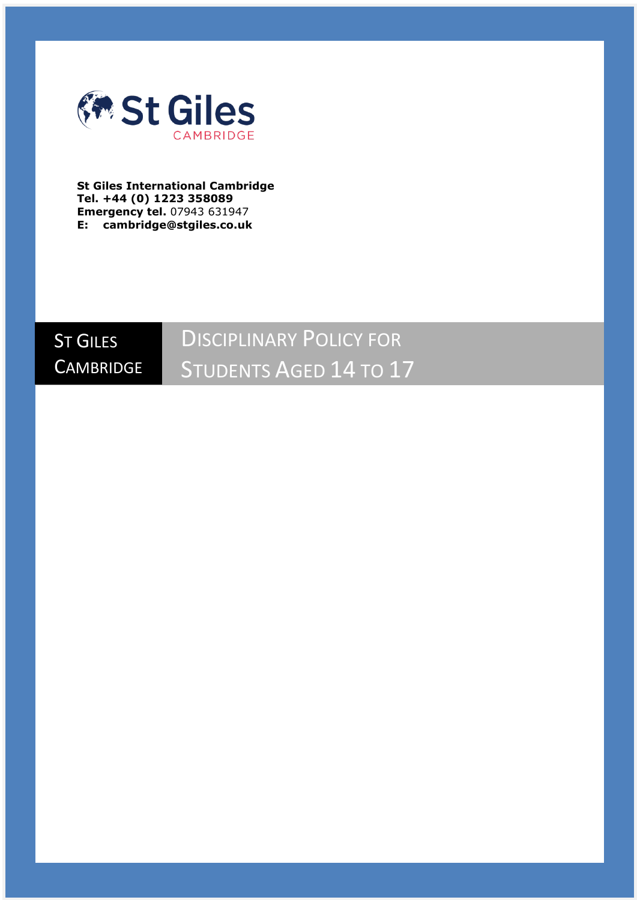St Giles
CAMBRIDGE

**St Giles International Cambridge**
**Tel. +44 (0) 1223 358089**
**Emergency tel.** 07943 631947
**E: cambridge@stgiles.co.uk**

# St Giles Cambridge — Disciplinary Policy for Students Aged 14 to 17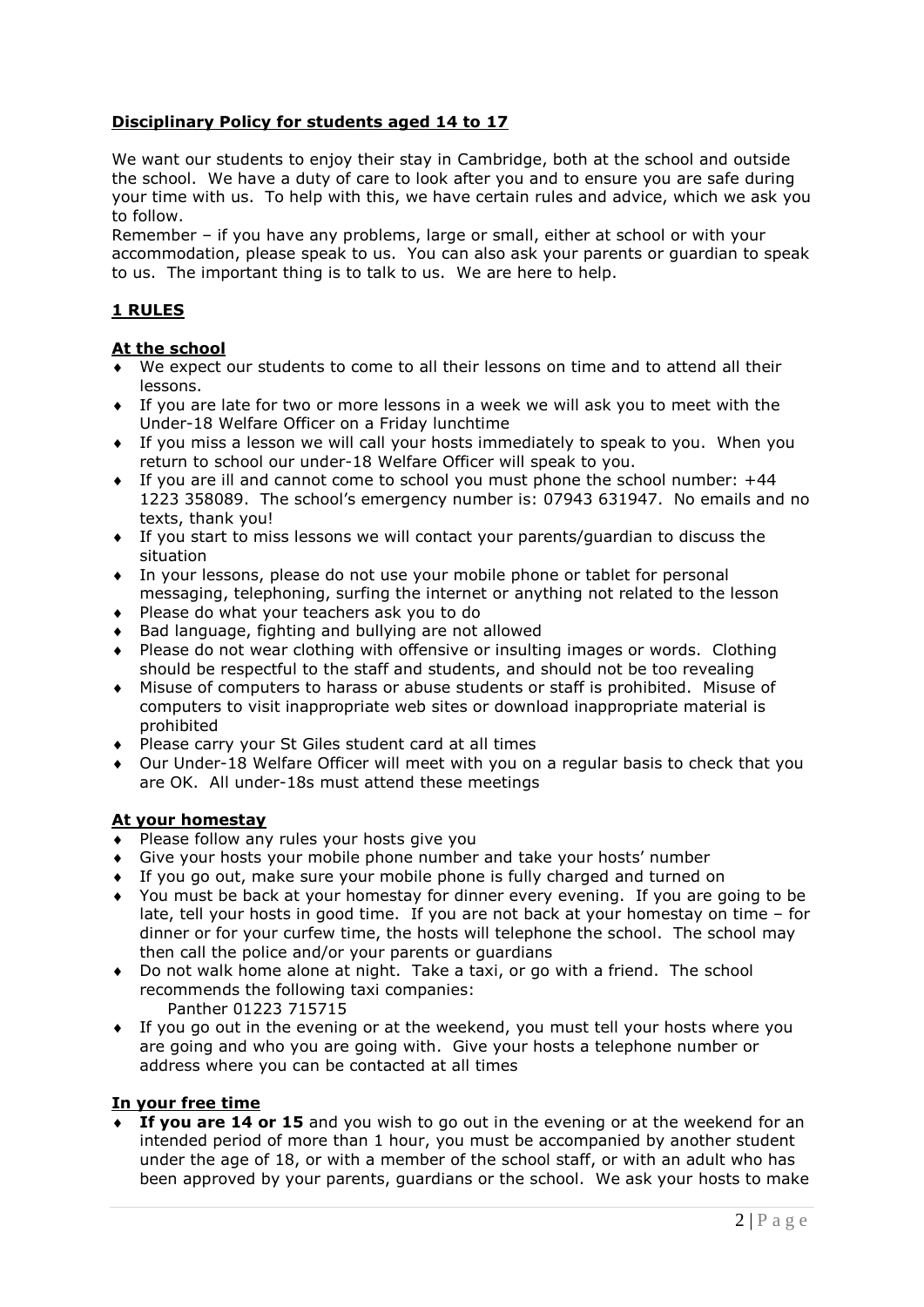**Disciplinary Policy for students aged 14 to 17**

We want our students to enjoy their stay in Cambridge, both at the school and outside the school. We have a duty of care to look after you and to ensure you are safe during your time with us. To help with this, we have certain rules and advice, which we ask you to follow.
Remember – if you have any problems, large or small, either at school or with your accommodation, please speak to us. You can also ask your parents or guardian to speak to us. The important thing is to talk to us. We are here to help.

## 1 RULES

### At the school

- We expect our students to come to all their lessons on time and to attend all their lessons.
- If you are late for two or more lessons in a week we will ask you to meet with the Under-18 Welfare Officer on a Friday lunchtime
- If you miss a lesson we will call your hosts immediately to speak to you. When you return to school our under-18 Welfare Officer will speak to you.
- If you are ill and cannot come to school you must phone the school number: +44 1223 358089. The school's emergency number is: 07943 631947. No emails and no texts, thank you!
- If you start to miss lessons we will contact your parents/guardian to discuss the situation
- In your lessons, please do not use your mobile phone or tablet for personal messaging, telephoning, surfing the internet or anything not related to the lesson
- Please do what your teachers ask you to do
- Bad language, fighting and bullying are not allowed
- Please do not wear clothing with offensive or insulting images or words. Clothing should be respectful to the staff and students, and should not be too revealing
- Misuse of computers to harass or abuse students or staff is prohibited. Misuse of computers to visit inappropriate web sites or download inappropriate material is prohibited
- Please carry your St Giles student card at all times
- Our Under-18 Welfare Officer will meet with you on a regular basis to check that you are OK. All under-18s must attend these meetings

### At your homestay

- Please follow any rules your hosts give you
- Give your hosts your mobile phone number and take your hosts' number
- If you go out, make sure your mobile phone is fully charged and turned on
- You must be back at your homestay for dinner every evening. If you are going to be late, tell your hosts in good time. If you are not back at your homestay on time – for dinner or for your curfew time, the hosts will telephone the school. The school may then call the police and/or your parents or guardians
- Do not walk home alone at night. Take a taxi, or go with a friend. The school recommends the following taxi companies:
  Panther 01223 715715
- If you go out in the evening or at the weekend, you must tell your hosts where you are going and who you are going with. Give your hosts a telephone number or address where you can be contacted at all times

### In your free time

- **If you are 14 or 15** and you wish to go out in the evening or at the weekend for an intended period of more than 1 hour, you must be accompanied by another student under the age of 18, or with a member of the school staff, or with an adult who has been approved by your parents, guardians or the school. We ask your hosts to make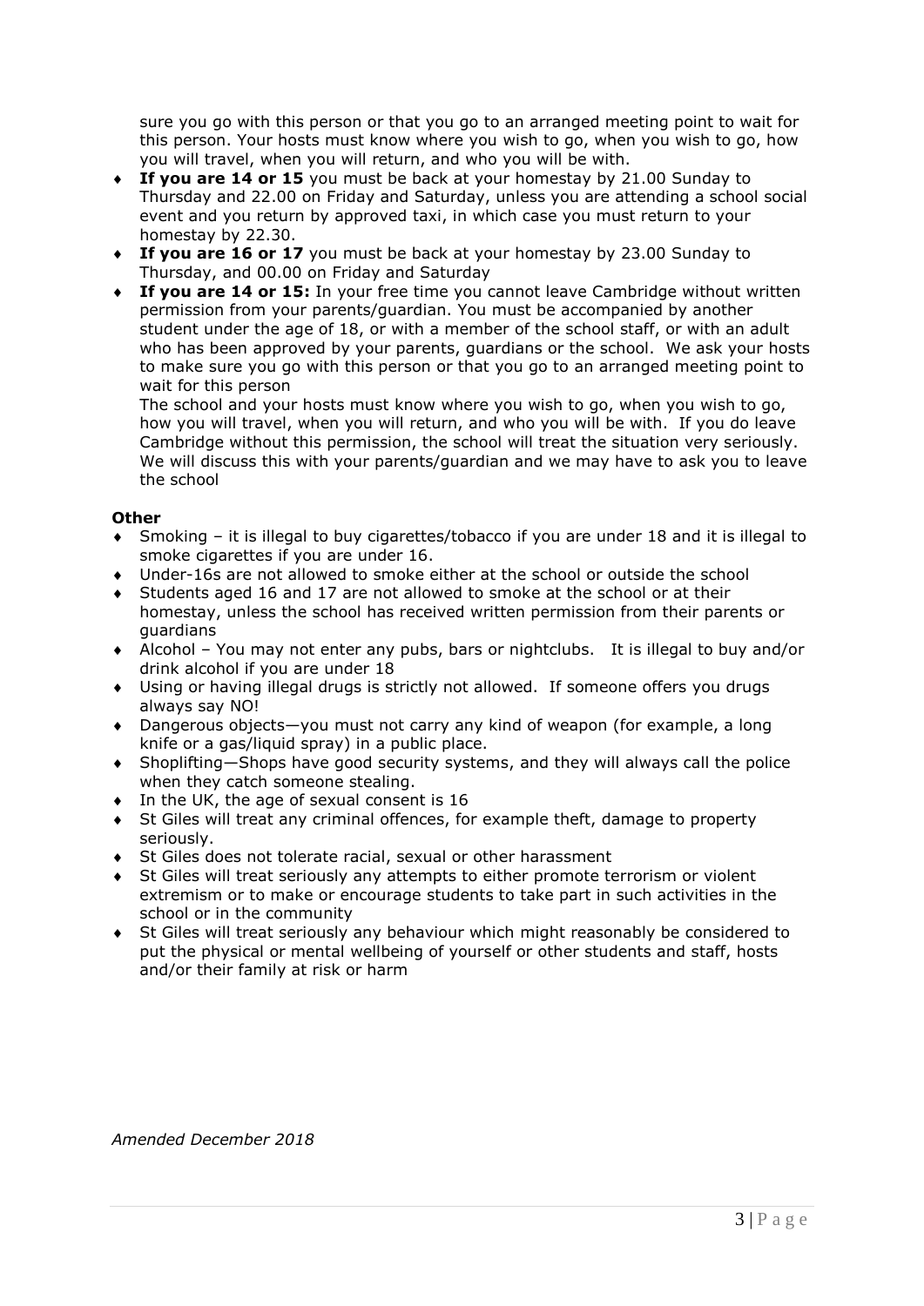sure you go with this person or that you go to an arranged meeting point to wait for this person. Your hosts must know where you wish to go, when you wish to go, how you will travel, when you will return, and who you will be with.

- **If you are 14 or 15** you must be back at your homestay by 21.00 Sunday to Thursday and 22.00 on Friday and Saturday, unless you are attending a school social event and you return by approved taxi, in which case you must return to your homestay by 22.30.
- **If you are 16 or 17** you must be back at your homestay by 23.00 Sunday to Thursday, and 00.00 on Friday and Saturday
- **If you are 14 or 15:** In your free time you cannot leave Cambridge without written permission from your parents/guardian. You must be accompanied by another student under the age of 18, or with a member of the school staff, or with an adult who has been approved by your parents, guardians or the school. We ask your hosts to make sure you go with this person or that you go to an arranged meeting point to wait for this person

  The school and your hosts must know where you wish to go, when you wish to go, how you will travel, when you will return, and who you will be with. If you do leave Cambridge without this permission, the school will treat the situation very seriously. We will discuss this with your parents/guardian and we may have to ask you to leave the school

**Other**

- Smoking – it is illegal to buy cigarettes/tobacco if you are under 18 and it is illegal to smoke cigarettes if you are under 16.
- Under-16s are not allowed to smoke either at the school or outside the school
- Students aged 16 and 17 are not allowed to smoke at the school or at their homestay, unless the school has received written permission from their parents or guardians
- Alcohol – You may not enter any pubs, bars or nightclubs. It is illegal to buy and/or drink alcohol if you are under 18
- Using or having illegal drugs is strictly not allowed. If someone offers you drugs always say NO!
- Dangerous objects—you must not carry any kind of weapon (for example, a long knife or a gas/liquid spray) in a public place.
- Shoplifting—Shops have good security systems, and they will always call the police when they catch someone stealing.
- In the UK, the age of sexual consent is 16
- St Giles will treat any criminal offences, for example theft, damage to property seriously.
- St Giles does not tolerate racial, sexual or other harassment
- St Giles will treat seriously any attempts to either promote terrorism or violent extremism or to make or encourage students to take part in such activities in the school or in the community
- St Giles will treat seriously any behaviour which might reasonably be considered to put the physical or mental wellbeing of yourself or other students and staff, hosts and/or their family at risk or harm

*Amended December 2018*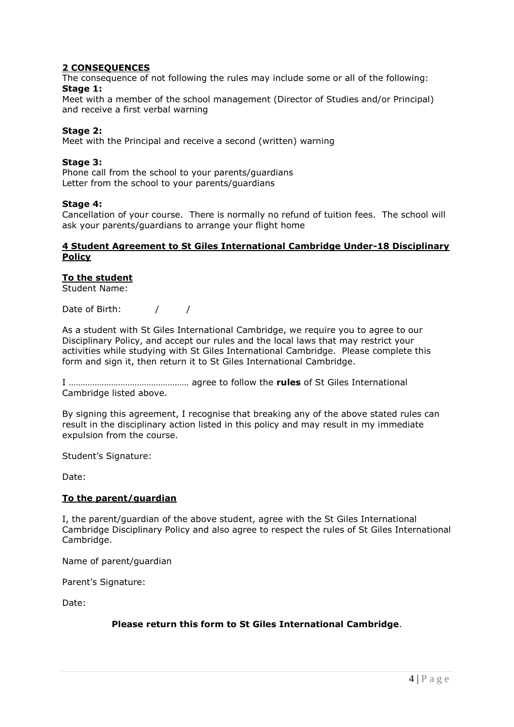## 2 CONSEQUENCES

The consequence of not following the rules may include some or all of the following:

**Stage 1:**
Meet with a member of the school management (Director of Studies and/or Principal) and receive a first verbal warning

**Stage 2:**
Meet with the Principal and receive a second (written) warning

**Stage 3:**
Phone call from the school to your parents/guardians
Letter from the school to your parents/guardians

**Stage 4:**
Cancellation of your course. There is normally no refund of tuition fees. The school will ask your parents/guardians to arrange your flight home

## 4 Student Agreement to St Giles International Cambridge Under-18 Disciplinary Policy

### To the student

Student Name:

Date of Birth: / /

As a student with St Giles International Cambridge, we require you to agree to our Disciplinary Policy, and accept our rules and the local laws that may restrict your activities while studying with St Giles International Cambridge. Please complete this form and sign it, then return it to St Giles International Cambridge.

I …………………………………………… agree to follow the **rules** of St Giles International Cambridge listed above.

By signing this agreement, I recognise that breaking any of the above stated rules can result in the disciplinary action listed in this policy and may result in my immediate expulsion from the course.

Student's Signature:

Date:

### To the parent/guardian

I, the parent/guardian of the above student, agree with the St Giles International Cambridge Disciplinary Policy and also agree to respect the rules of St Giles International Cambridge.

Name of parent/guardian

Parent's Signature:

Date:

**Please return this form to St Giles International Cambridge**.